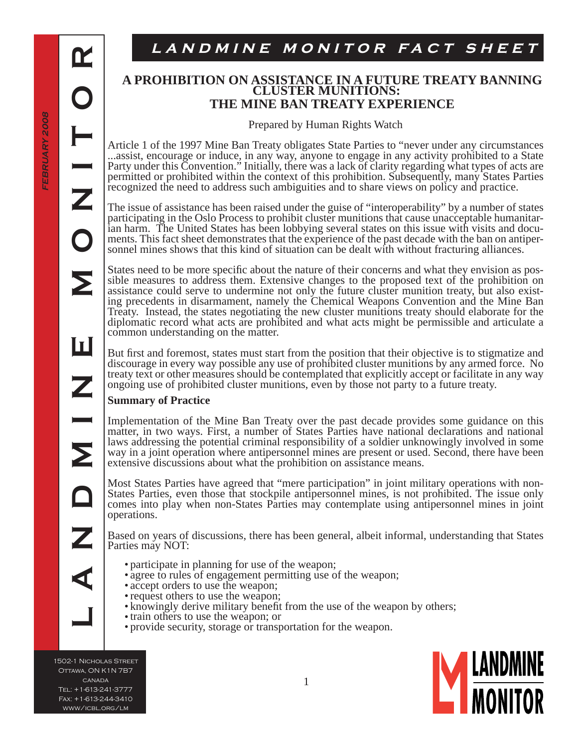# LANDMINE MONITOR FACT SHEET

## A PROHIBITION ON ASSISTANCE IN A FUTURE TREATY BANNING CLUSTER MUNITIONS: THE MINE BAN TREATY EXPERIENCE

Prepared by Human Rights Watch

Article 1 of the 1997 Mine Ban Treaty obligates State Parties to "never under any circumstances ...assist, encourage or induce, in any way, anyone to engage in any activity prohibited to a State Party under this Convention." Initially, there was a lack of clarity regarding what types of acts are permitted or prohibited within the context of this prohibition. Subsequently, many States Parties recognized the need to address such ambiguities and to share views on policy and practice.

The issue of assistance has been raised under the guise of "interoperability" by a number of states participating in the Oslo Process to prohibit cluster munitions that cause unacceptable humanitarian harm. The United States has been lobbying several states on this issue with visits and documents. This fact sheet demonstrates that the experience of the past decade with the ban on antipersonnel mines shows that this kind of situation can be dealt with without fracturing alliances.

States need to be more specific about the nature of their concerns and what they envision as possible measures to address them. Extensive changes to the proposed text of the prohibition on assistance could serve to undermine not only the future cluster munition treaty, but also existing precedents in disarmament, namely the Chemical Weapons Convention and the Mine Ban Treaty. Instead, the states negotiating the new cluster munitions treaty should elaborate for the diplomatic record what acts are prohibited and what acts might be permissible and articulate a common understanding on the matter.

But first and foremost, states must start from the position that their objective is to stigmatize and discourage in every way possible any use of prohibited cluster munitions by any armed force. No treaty text or other measures should be contemplated that explicitly accept or facilitate in any way ongoing use of prohibited cluster munitions, even by those not party to a future treaty.

**Summary of Practice**

Implementation of the Mine Ban Treaty over the past decade provides some guidance on this matter, in two ways. First, a number of States Parties have national declarations and national laws addressing the potential criminal responsibility of a soldier unknowingly involved in some way in a joint operation where antipersonnel mines are present or used. Second, there have been extensive discussions about what the prohibition on assistance means.

Most States Parties have agreed that "mere participation" in joint military operations with non-States Parties, even those that stockpile antipersonnel mines, is not prohibited. The issue only comes into play when non-States Parties may contemplate using antipersonnel mines in joint operations.

Based on years of discussions, there has been general, albeit informal, understanding that States Parties may NOT:

- participate in planning for use of the weapon;
- agree to rules of engagement permitting use of the weapon;
- accept orders to use the weapon;
- request others to use the weapon;
- knowingly derive military benefit from the use of the weapon by others;
- train others to use the weapon; or
- provide security, storage or transportation for the weapon.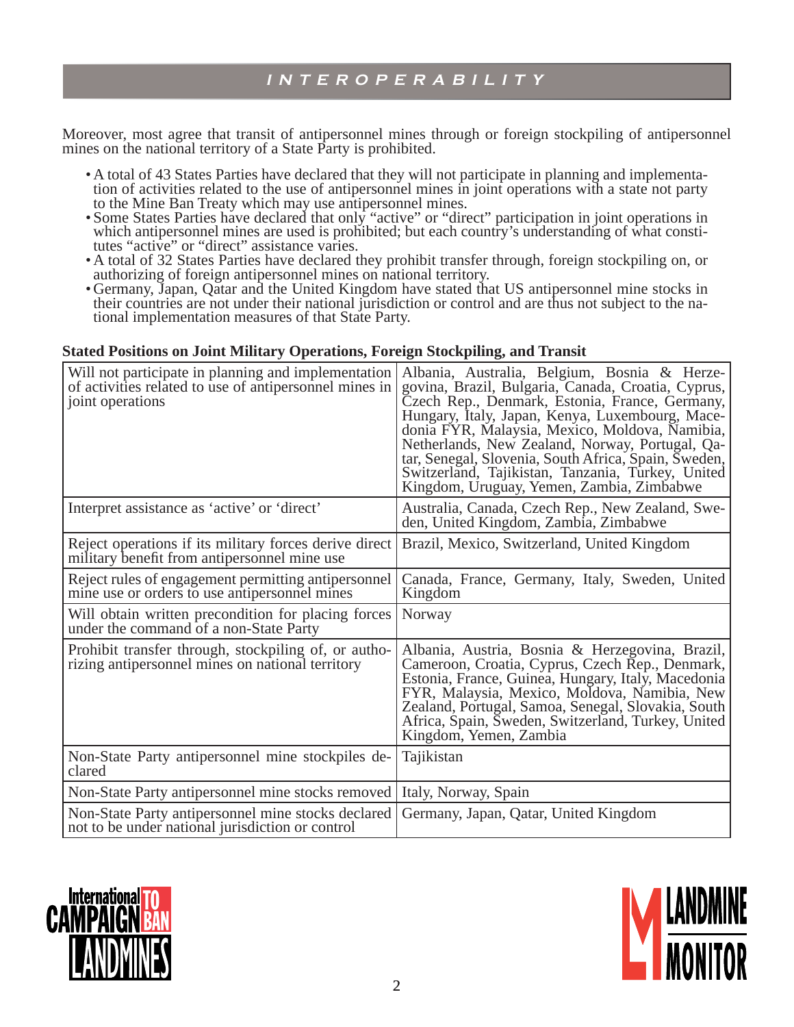## INTEROPERABILITY

Moreover, most agree that transit of antipersonnel mines through or foreign stockpiling of antipersonnel mines on the national territory of a State Party is prohibited.

- A total of 43 States Parties have declared that they will not participate in planning and implementation of activities related to the use of antipersonnel mines in joint operations with a state not party to the Mine Ban Treaty which may use antipersonnel mines.
- Some States Parties have declared that only "active" or "direct" participation in joint operations in which antipersonnel mines are used is prohibited; but each country's understanding of what constitutes "active" or "direct" assistance varies.
- A total of 32 States Parties have declared they prohibit transfer through, foreign stockpiling on, or authorizing of foreign antipersonnel mines on national territory.
- Germany, Japan, Qatar and the United Kingdom have stated that US antipersonnel mine stocks in their countries are not under their national jurisdiction or control and are thus not subject to the national implementation measures of that State Party.

**Stated Positions on Joint Military Operations, Foreign Stockpiling, and Transit**

| | |
|---|---|
| Will not participate in planning and implementation of activities related to use of antipersonnel mines in joint operations | Albania, Australia, Belgium, Bosnia & Herzegovina, Brazil, Bulgaria, Canada, Croatia, Cyprus, Czech Rep., Denmark, Estonia, France, Germany, Hungary, Italy, Japan, Kenya, Luxembourg, Macedonia FYR, Malaysia, Mexico, Moldova, Namibia, Netherlands, New Zealand, Norway, Portugal, Qatar, Senegal, Slovenia, South Africa, Spain, Sweden, Switzerland, Tajikistan, Tanzania, Turkey, United Kingdom, Uruguay, Yemen, Zambia, Zimbabwe |
| Interpret assistance as 'active' or 'direct' | Australia, Canada, Czech Rep., New Zealand, Sweden, United Kingdom, Zambia, Zimbabwe |
| Reject operations if its military forces derive direct military benefit from antipersonnel mine use | Brazil, Mexico, Switzerland, United Kingdom |
| Reject rules of engagement permitting antipersonnel mine use or orders to use antipersonnel mines | Canada, France, Germany, Italy, Sweden, United Kingdom |
| Will obtain written precondition for placing forces under the command of a non-State Party | Norway |
| Prohibit transfer through, stockpiling of, or authorizing antipersonnel mines on national territory | Albania, Austria, Bosnia & Herzegovina, Brazil, Cameroon, Croatia, Cyprus, Czech Rep., Denmark, Estonia, France, Guinea, Hungary, Italy, Macedonia FYR, Malaysia, Mexico, Moldova, Namibia, New Zealand, Portugal, Samoa, Senegal, Slovakia, South Africa, Spain, Sweden, Switzerland, Turkey, United Kingdom, Yemen, Zambia |
| Non-State Party antipersonnel mine stockpiles declared | Tajikistan |
| Non-State Party antipersonnel mine stocks removed | Italy, Norway, Spain |
| Non-State Party antipersonnel mine stocks declared not to be under national jurisdiction or control | Germany, Japan, Qatar, United Kingdom |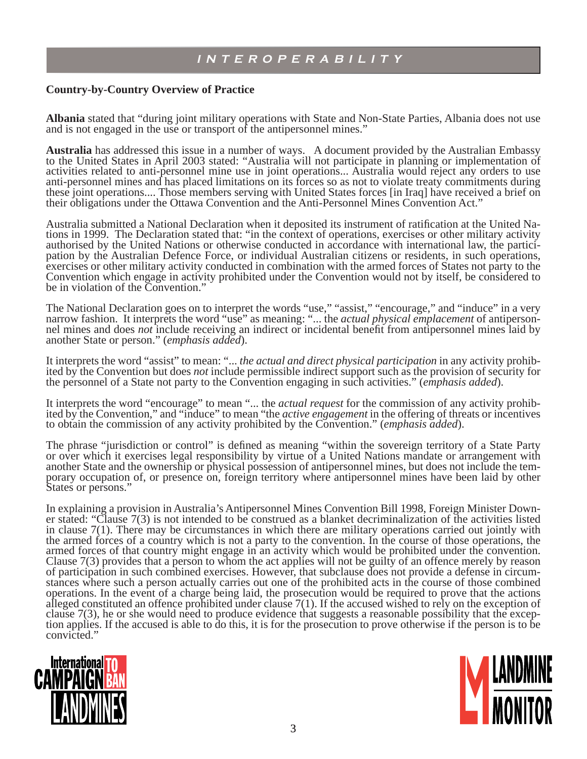**Country-by-Country Overview of Practice**

**Albania** stated that "during joint military operations with State and Non-State Parties, Albania does not use and is not engaged in the use or transport of the antipersonnel mines."

**Australia** has addressed this issue in a number of ways. A document provided by the Australian Embassy to the United States in April 2003 stated: "Australia will not participate in planning or implementation of activities related to anti-personnel mine use in joint operations... Australia would reject any orders to use anti-personnel mines and has placed limitations on its forces so as not to violate treaty commitments during these joint operations.... Those members serving with United States forces [in Iraq] have received a brief on their obligations under the Ottawa Convention and the Anti-Personnel Mines Convention Act."

Australia submitted a National Declaration when it deposited its instrument of ratification at the United Nations in 1999. The Declaration stated that: "in the context of operations, exercises or other military activity authorised by the United Nations or otherwise conducted in accordance with international law, the participation by the Australian Defence Force, or individual Australian citizens or residents, in such operations, exercises or other military activity conducted in combination with the armed forces of States not party to the Convention which engage in activity prohibited under the Convention would not by itself, be considered to be in violation of the Convention."

The National Declaration goes on to interpret the words "use," "assist," "encourage," and "induce" in a very narrow fashion. It interprets the word "use" as meaning: "... the *actual physical emplacement* of antipersonnel mines and does *not* include receiving an indirect or incidental benefit from antipersonnel mines laid by another State or person." (*emphasis added*).

It interprets the word "assist" to mean: "... *the actual and direct physical participation* in any activity prohibited by the Convention but does *not* include permissible indirect support such as the provision of security for the personnel of a State not party to the Convention engaging in such activities." (*emphasis added*).

It interprets the word "encourage" to mean "... the *actual request* for the commission of any activity prohibited by the Convention," and "induce" to mean "the *active engagement* in the offering of threats or incentives to obtain the commission of any activity prohibited by the Convention." (*emphasis added*).

The phrase "jurisdiction or control" is defined as meaning "within the sovereign territory of a State Party or over which it exercises legal responsibility by virtue of a United Nations mandate or arrangement with another State and the ownership or physical possession of antipersonnel mines, but does not include the temporary occupation of, or presence on, foreign territory where antipersonnel mines have been laid by other States or persons."

In explaining a provision in Australia's Antipersonnel Mines Convention Bill 1998, Foreign Minister Downer stated: "Clause 7(3) is not intended to be construed as a blanket decriminalization of the activities listed in clause 7(1). There may be circumstances in which there are military operations carried out jointly with the armed forces of a country which is not a party to the convention. In the course of those operations, the armed forces of that country might engage in an activity which would be prohibited under the convention. Clause 7(3) provides that a person to whom the act applies will not be guilty of an offence merely by reason of participation in such combined exercises. However, that subclause does not provide a defense in circumstances where such a person actually carries out one of the prohibited acts in the course of those combined operations. In the event of a charge being laid, the prosecution would be required to prove that the actions alleged constituted an offence prohibited under clause 7(1). If the accused wished to rely on the exception of clause 7(3), he or she would need to produce evidence that suggests a reasonable possibility that the exception applies. If the accused is able to do this, it is for the prosecution to prove otherwise if the person is to be convicted."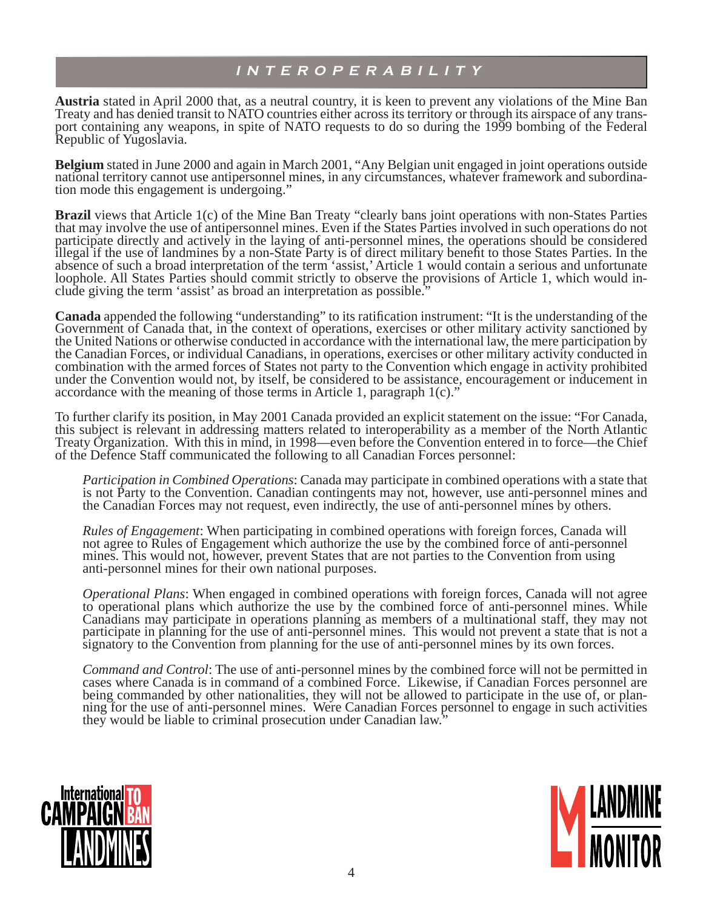## INTEROPERABILITY

**Austria** stated in April 2000 that, as a neutral country, it is keen to prevent any violations of the Mine Ban Treaty and has denied transit to NATO countries either across its territory or through its airspace of any transport containing any weapons, in spite of NATO requests to do so during the 1999 bombing of the Federal Republic of Yugoslavia.

**Belgium** stated in June 2000 and again in March 2001, "Any Belgian unit engaged in joint operations outside national territory cannot use antipersonnel mines, in any circumstances, whatever framework and subordination mode this engagement is undergoing."

**Brazil** views that Article 1(c) of the Mine Ban Treaty "clearly bans joint operations with non-States Parties that may involve the use of antipersonnel mines. Even if the States Parties involved in such operations do not participate directly and actively in the laying of anti-personnel mines, the operations should be considered illegal if the use of landmines by a non-State Party is of direct military benefit to those States Parties. In the absence of such a broad interpretation of the term 'assist,' Article 1 would contain a serious and unfortunate loophole. All States Parties should commit strictly to observe the provisions of Article 1, which would include giving the term 'assist' as broad an interpretation as possible."

**Canada** appended the following "understanding" to its ratification instrument: "It is the understanding of the Government of Canada that, in the context of operations, exercises or other military activity sanctioned by the United Nations or otherwise conducted in accordance with the international law, the mere participation by the Canadian Forces, or individual Canadians, in operations, exercises or other military activity conducted in combination with the armed forces of States not party to the Convention which engage in activity prohibited under the Convention would not, by itself, be considered to be assistance, encouragement or inducement in accordance with the meaning of those terms in Article 1, paragraph 1(c)."

To further clarify its position, in May 2001 Canada provided an explicit statement on the issue: "For Canada, this subject is relevant in addressing matters related to interoperability as a member of the North Atlantic Treaty Organization. With this in mind, in 1998—even before the Convention entered in to force—the Chief of the Defence Staff communicated the following to all Canadian Forces personnel:

> *Participation in Combined Operations*: Canada may participate in combined operations with a state that is not Party to the Convention. Canadian contingents may not, however, use anti-personnel mines and the Canadian Forces may not request, even indirectly, the use of anti-personnel mines by others.
>
> *Rules of Engagement*: When participating in combined operations with foreign forces, Canada will not agree to Rules of Engagement which authorize the use by the combined force of anti-personnel mines. This would not, however, prevent States that are not parties to the Convention from using anti-personnel mines for their own national purposes.
>
> *Operational Plans*: When engaged in combined operations with foreign forces, Canada will not agree to operational plans which authorize the use by the combined force of anti-personnel mines. While Canadians may participate in operations planning as members of a multinational staff, they may not participate in planning for the use of anti-personnel mines. This would not prevent a state that is not a signatory to the Convention from planning for the use of anti-personnel mines by its own forces.
>
> *Command and Control*: The use of anti-personnel mines by the combined force will not be permitted in cases where Canada is in command of a combined Force. Likewise, if Canadian Forces personnel are being commanded by other nationalities, they will not be allowed to participate in the use of, or planning for the use of anti-personnel mines. Were Canadian Forces personnel to engage in such activities they would be liable to criminal prosecution under Canadian law."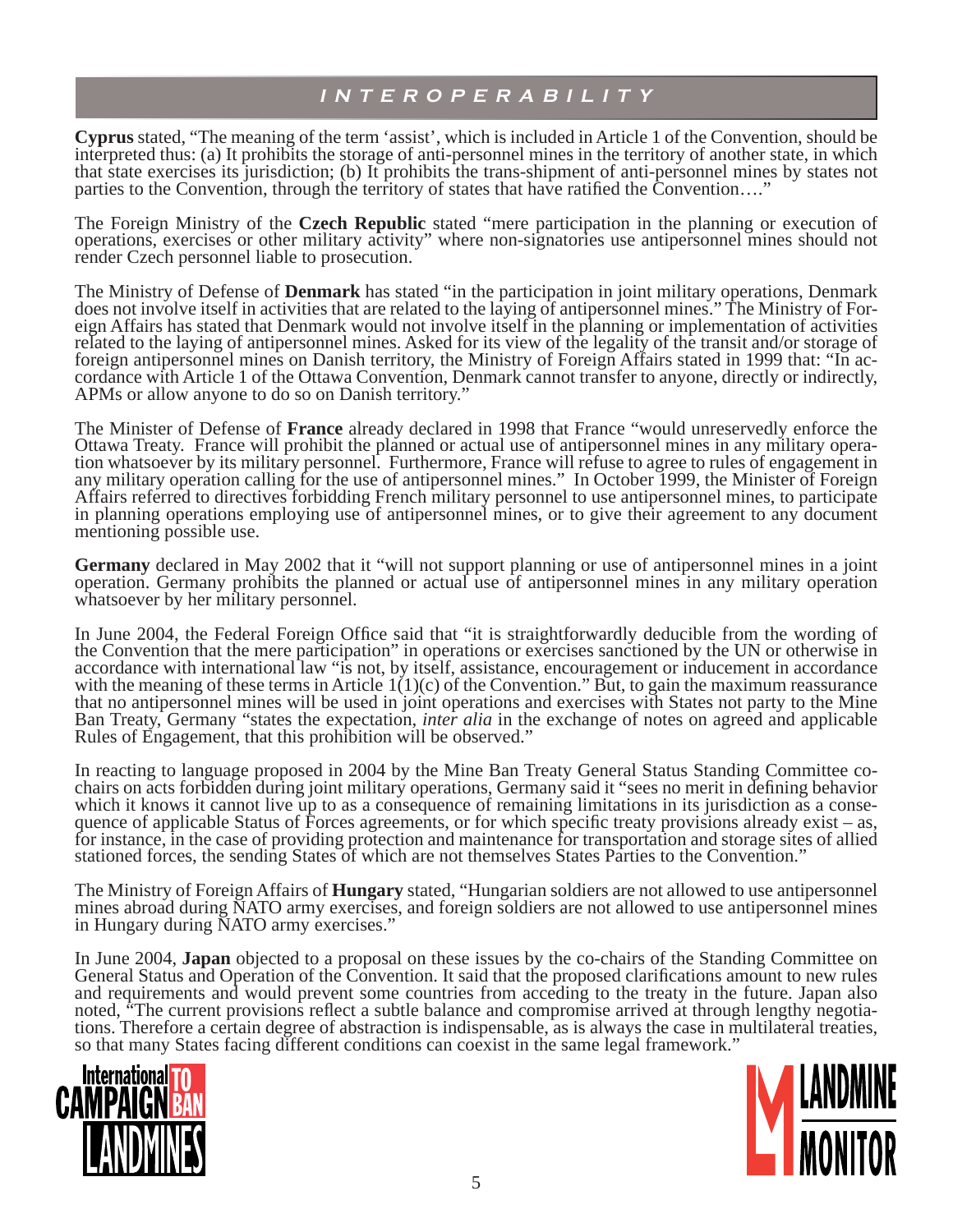Cyprus stated, "The meaning of the term 'assist', which is included in Article 1 of the Convention, should be interpreted thus: (a) It prohibits the storage of anti-personnel mines in the territory of another state, in which that state exercises its jurisdiction; (b) It prohibits the trans-shipment of anti-personnel mines by states not parties to the Convention, through the territory of states that have ratified the Convention…."

The Foreign Ministry of the **Czech Republic** stated "mere participation in the planning or execution of operations, exercises or other military activity" where non-signatories use antipersonnel mines should not render Czech personnel liable to prosecution.

The Ministry of Defense of **Denmark** has stated "in the participation in joint military operations, Denmark does not involve itself in activities that are related to the laying of antipersonnel mines." The Ministry of Foreign Affairs has stated that Denmark would not involve itself in the planning or implementation of activities related to the laying of antipersonnel mines. Asked for its view of the legality of the transit and/or storage of foreign antipersonnel mines on Danish territory, the Ministry of Foreign Affairs stated in 1999 that: "In accordance with Article 1 of the Ottawa Convention, Denmark cannot transfer to anyone, directly or indirectly, APMs or allow anyone to do so on Danish territory."

The Minister of Defense of **France** already declared in 1998 that France "would unreservedly enforce the Ottawa Treaty. France will prohibit the planned or actual use of antipersonnel mines in any military operation whatsoever by its military personnel. Furthermore, France will refuse to agree to rules of engagement in any military operation calling for the use of antipersonnel mines." In October 1999, the Minister of Foreign Affairs referred to directives forbidding French military personnel to use antipersonnel mines, to participate in planning operations employing use of antipersonnel mines, or to give their agreement to any document mentioning possible use.

**Germany** declared in May 2002 that it "will not support planning or use of antipersonnel mines in a joint operation. Germany prohibits the planned or actual use of antipersonnel mines in any military operation whatsoever by her military personnel.

In June 2004, the Federal Foreign Office said that "it is straightforwardly deducible from the wording of the Convention that the mere participation" in operations or exercises sanctioned by the UN or otherwise in accordance with international law "is not, by itself, assistance, encouragement or inducement in accordance with the meaning of these terms in Article 1(1)(c) of the Convention." But, to gain the maximum reassurance that no antipersonnel mines will be used in joint operations and exercises with States not party to the Mine Ban Treaty, Germany "states the expectation, *inter alia* in the exchange of notes on agreed and applicable Rules of Engagement, that this prohibition will be observed."

In reacting to language proposed in 2004 by the Mine Ban Treaty General Status Standing Committee co-chairs on acts forbidden during joint military operations, Germany said it "sees no merit in defining behavior which it knows it cannot live up to as a consequence of remaining limitations in its jurisdiction as a consequence of applicable Status of Forces agreements, or for which specific treaty provisions already exist – as, for instance, in the case of providing protection and maintenance for transportation and storage sites of allied stationed forces, the sending States of which are not themselves States Parties to the Convention."

The Ministry of Foreign Affairs of **Hungary** stated, "Hungarian soldiers are not allowed to use antipersonnel mines abroad during NATO army exercises, and foreign soldiers are not allowed to use antipersonnel mines in Hungary during NATO army exercises."

In June 2004, **Japan** objected to a proposal on these issues by the co-chairs of the Standing Committee on General Status and Operation of the Convention. It said that the proposed clarifications amount to new rules and requirements and would prevent some countries from acceding to the treaty in the future. Japan also noted, "The current provisions reflect a subtle balance and compromise arrived at through lengthy negotiations. Therefore a certain degree of abstraction is indispensable, as is always the case in multilateral treaties, so that many States facing different conditions can coexist in the same legal framework."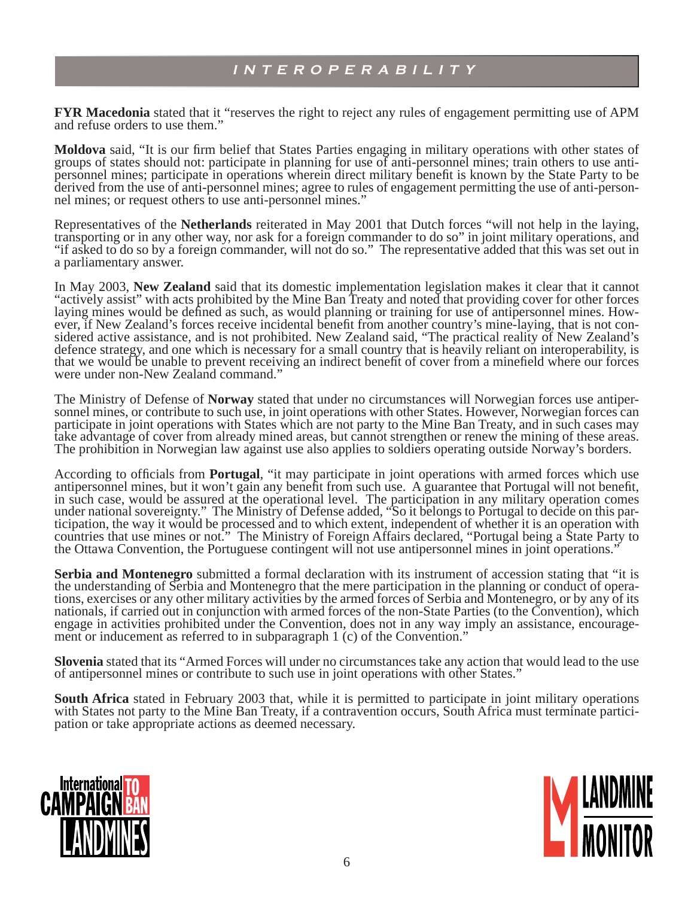**FYR Macedonia** stated that it "reserves the right to reject any rules of engagement permitting use of APM and refuse orders to use them."

**Moldova** said, "It is our firm belief that States Parties engaging in military operations with other states of groups of states should not: participate in planning for use of anti-personnel mines; train others to use anti-personnel mines; participate in operations wherein direct military benefit is known by the State Party to be derived from the use of anti-personnel mines; agree to rules of engagement permitting the use of anti-personnel mines; or request others to use anti-personnel mines."

Representatives of the **Netherlands** reiterated in May 2001 that Dutch forces "will not help in the laying, transporting or in any other way, nor ask for a foreign commander to do so" in joint military operations, and "if asked to do so by a foreign commander, will not do so." The representative added that this was set out in a parliamentary answer.

In May 2003, **New Zealand** said that its domestic implementation legislation makes it clear that it cannot "actively assist" with acts prohibited by the Mine Ban Treaty and noted that providing cover for other forces laying mines would be defined as such, as would planning or training for use of antipersonnel mines. However, if New Zealand's forces receive incidental benefit from another country's mine-laying, that is not considered active assistance, and is not prohibited. New Zealand said, "The practical reality of New Zealand's defence strategy, and one which is necessary for a small country that is heavily reliant on interoperability, is that we would be unable to prevent receiving an indirect benefit of cover from a minefield where our forces were under non-New Zealand command."

The Ministry of Defense of **Norway** stated that under no circumstances will Norwegian forces use antipersonnel mines, or contribute to such use, in joint operations with other States. However, Norwegian forces can participate in joint operations with States which are not party to the Mine Ban Treaty, and in such cases may take advantage of cover from already mined areas, but cannot strengthen or renew the mining of these areas. The prohibition in Norwegian law against use also applies to soldiers operating outside Norway's borders.

According to officials from **Portugal**, "it may participate in joint operations with armed forces which use antipersonnel mines, but it won't gain any benefit from such use. A guarantee that Portugal will not benefit, in such case, would be assured at the operational level. The participation in any military operation comes under national sovereignty." The Ministry of Defense added, "So it belongs to Portugal to decide on this participation, the way it would be processed and to which extent, independent of whether it is an operation with countries that use mines or not." The Ministry of Foreign Affairs declared, "Portugal being a State Party to the Ottawa Convention, the Portuguese contingent will not use antipersonnel mines in joint operations."

**Serbia and Montenegro** submitted a formal declaration with its instrument of accession stating that "it is the understanding of Serbia and Montenegro that the mere participation in the planning or conduct of operations, exercises or any other military activities by the armed forces of Serbia and Montenegro, or by any of its nationals, if carried out in conjunction with armed forces of the non-State Parties (to the Convention), which engage in activities prohibited under the Convention, does not in any way imply an assistance, encouragement or inducement as referred to in subparagraph 1 (c) of the Convention."

**Slovenia** stated that its "Armed Forces will under no circumstances take any action that would lead to the use of antipersonnel mines or contribute to such use in joint operations with other States."

**South Africa** stated in February 2003 that, while it is permitted to participate in joint military operations with States not party to the Mine Ban Treaty, if a contravention occurs, South Africa must terminate participation or take appropriate actions as deemed necessary.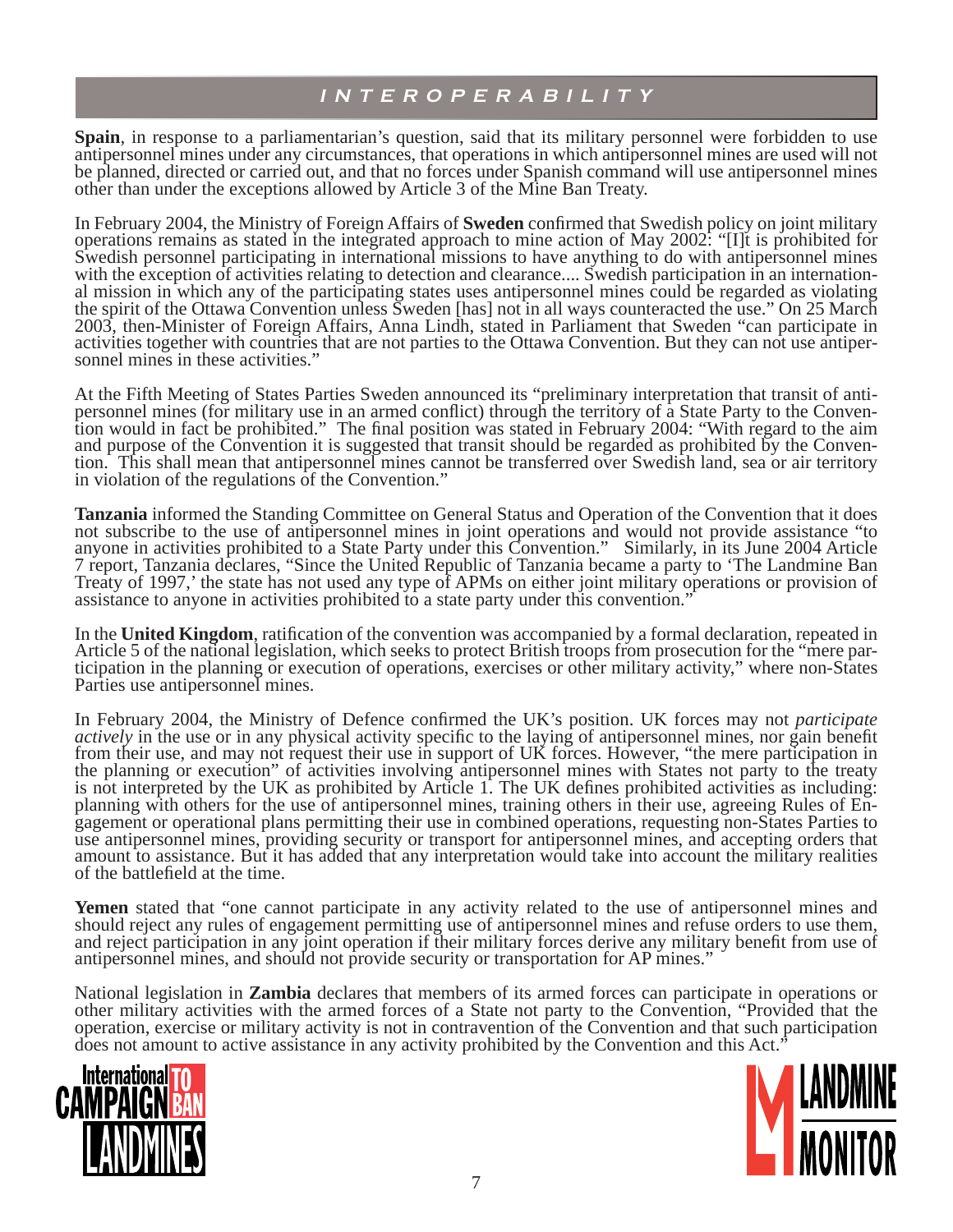## INTEROPERABILITY

**Spain**, in response to a parliamentarian's question, said that its military personnel were forbidden to use antipersonnel mines under any circumstances, that operations in which antipersonnel mines are used will not be planned, directed or carried out, and that no forces under Spanish command will use antipersonnel mines other than under the exceptions allowed by Article 3 of the Mine Ban Treaty.

In February 2004, the Ministry of Foreign Affairs of **Sweden** confirmed that Swedish policy on joint military operations remains as stated in the integrated approach to mine action of May 2002: "[I]t is prohibited for Swedish personnel participating in international missions to have anything to do with antipersonnel mines with the exception of activities relating to detection and clearance.... Swedish participation in an international mission in which any of the participating states uses antipersonnel mines could be regarded as violating the spirit of the Ottawa Convention unless Sweden [has] not in all ways counteracted the use." On 25 March 2003, then-Minister of Foreign Affairs, Anna Lindh, stated in Parliament that Sweden "can participate in activities together with countries that are not parties to the Ottawa Convention. But they can not use antipersonnel mines in these activities."

At the Fifth Meeting of States Parties Sweden announced its "preliminary interpretation that transit of antipersonnel mines (for military use in an armed conflict) through the territory of a State Party to the Convention would in fact be prohibited." The final position was stated in February 2004: "With regard to the aim and purpose of the Convention it is suggested that transit should be regarded as prohibited by the Convention. This shall mean that antipersonnel mines cannot be transferred over Swedish land, sea or air territory in violation of the regulations of the Convention."

**Tanzania** informed the Standing Committee on General Status and Operation of the Convention that it does not subscribe to the use of antipersonnel mines in joint operations and would not provide assistance "to anyone in activities prohibited to a State Party under this Convention." Similarly, in its June 2004 Article 7 report, Tanzania declares, "Since the United Republic of Tanzania became a party to 'The Landmine Ban Treaty of 1997,' the state has not used any type of APMs on either joint military operations or provision of assistance to anyone in activities prohibited to a state party under this convention."

In the **United Kingdom**, ratification of the convention was accompanied by a formal declaration, repeated in Article 5 of the national legislation, which seeks to protect British troops from prosecution for the "mere participation in the planning or execution of operations, exercises or other military activity," where non-States Parties use antipersonnel mines.

In February 2004, the Ministry of Defence confirmed the UK's position. UK forces may not *participate actively* in the use or in any physical activity specific to the laying of antipersonnel mines, nor gain benefit from their use, and may not request their use in support of UK forces. However, "the mere participation in the planning or execution" of activities involving antipersonnel mines with States not party to the treaty is not interpreted by the UK as prohibited by Article 1. The UK defines prohibited activities as including: planning with others for the use of antipersonnel mines, training others in their use, agreeing Rules of Engagement or operational plans permitting their use in combined operations, requesting non-States Parties to use antipersonnel mines, providing security or transport for antipersonnel mines, and accepting orders that amount to assistance. But it has added that any interpretation would take into account the military realities of the battlefield at the time.

**Yemen** stated that "one cannot participate in any activity related to the use of antipersonnel mines and should reject any rules of engagement permitting use of antipersonnel mines and refuse orders to use them, and reject participation in any joint operation if their military forces derive any military benefit from use of antipersonnel mines, and should not provide security or transportation for AP mines."

National legislation in **Zambia** declares that members of its armed forces can participate in operations or other military activities with the armed forces of a State not party to the Convention, "Provided that the operation, exercise or military activity is not in contravention of the Convention and that such participation does not amount to active assistance in any activity prohibited by the Convention and this Act."

International Campaign to Ban Landmines

Landmine Monitor